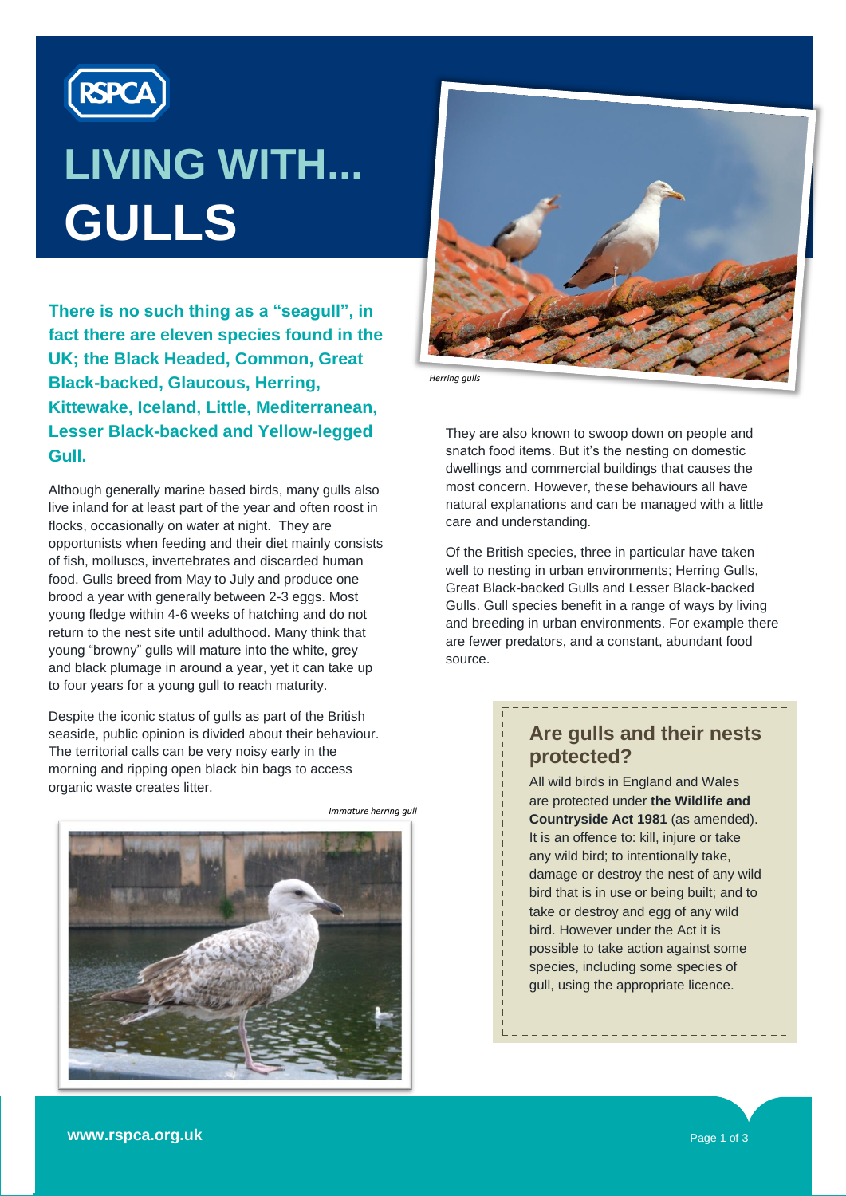# LIVING WITH... GULLS

**There is no such thing as a "seagull", in fact there are eleven species found in the UK; the Black Headed, Common, Great Black-backed, Glaucous, Herring, Kittewake, Iceland, Little, Mediterranean, Lesser Black-backed and Yellow-legged Gull.**

Although generally marine based birds, many gulls also live inland for at least part of the year and often roost in flocks, occasionally on water at night. They are opportunists when feeding and their diet mainly consists of fish, molluscs, invertebrates and discarded human food. Gulls breed from May to July and produce one brood a year with generally between 2-3 eggs. Most young fledge within 4-6 weeks of hatching and do not return to the nest site until adulthood. Many think that young "browny" gulls will mature into the white, grey and black plumage in around a year, yet it can take up to four years for a young gull to reach maturity.

Despite the iconic status of gulls as part of the British seaside, public opinion is divided about their behaviour. The territorial calls can be very noisy early in the morning and ripping open black bin bags to access organic waste creates litter.

*Immature herring gull*

*Herring gulls*

They are also known to swoop down on people and snatch food items. But it's the nesting on domestic dwellings and commercial buildings that causes the most concern. However, these behaviours all have natural explanations and can be managed with a little care and understanding.

Of the British species, three in particular have taken well to nesting in urban environments; Herring Gulls, Great Black-backed Gulls and Lesser Black-backed Gulls. Gull species benefit in a range of ways by living and breeding in urban environments. For example there are fewer predators, and a constant, abundant food source.

## Are gulls and their nests protected?

All wild birds in England and Wales are protected under **the Wildlife and Countryside Act 1981** (as amended). It is an offence to: kill, injure or take any wild bird; to intentionally take, damage or destroy the nest of any wild bird that is in use or being built; and to take or destroy and egg of any wild bird. However under the Act it is possible to take action against some species, including some species of gull, using the appropriate licence.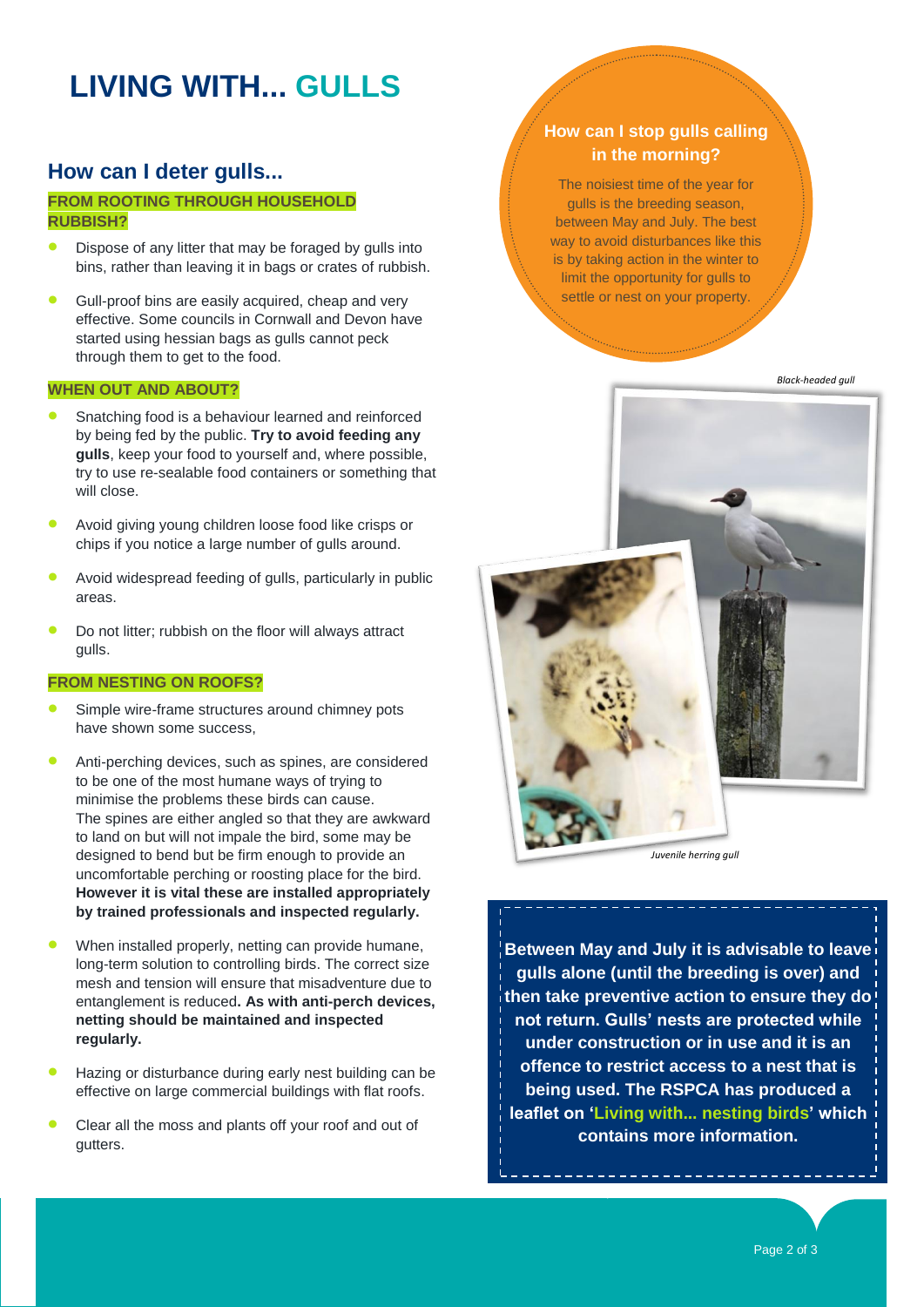# LIVING WITH... GULLS

## How can I deter gulls...

### FROM ROOTING THROUGH HOUSEHOLD RUBBISH?

- Dispose of any litter that may be foraged by gulls into bins, rather than leaving it in bags or crates of rubbish.
- Gull-proof bins are easily acquired, cheap and very effective. Some councils in Cornwall and Devon have started using hessian bags as gulls cannot peck through them to get to the food.

### WHEN OUT AND ABOUT?

- Snatching food is a behaviour learned and reinforced by being fed by the public. **Try to avoid feeding any gulls**, keep your food to yourself and, where possible, try to use re-sealable food containers or something that will close.
- Avoid giving young children loose food like crisps or chips if you notice a large number of gulls around.
- Avoid widespread feeding of gulls, particularly in public areas.
- Do not litter; rubbish on the floor will always attract gulls.

### FROM NESTING ON ROOFS?

- Simple wire-frame structures around chimney pots have shown some success,
- Anti-perching devices, such as spines, are considered to be one of the most humane ways of trying to minimise the problems these birds can cause. The spines are either angled so that they are awkward to land on but will not impale the bird, some may be designed to bend but be firm enough to provide an uncomfortable perching or roosting place for the bird. **However it is vital these are installed appropriately by trained professionals and inspected regularly.**
- When installed properly, netting can provide humane, long-term solution to controlling birds. The correct size mesh and tension will ensure that misadventure due to entanglement is reduced**. As with anti-perch devices, netting should be maintained and inspected regularly.**
- Hazing or disturbance during early nest building can be effective on large commercial buildings with flat roofs.
- Clear all the moss and plants off your roof and out of gutters.

### How can I stop gulls calling in the morning?

The noisiest time of the year for gulls is the breeding season, between May and July. The best way to avoid disturbances like this is by taking action in the winter to limit the opportunity for gulls to settle or nest on your property.

*Black-headed gull*

*Juvenile herring gull*

**Between May and July it is advisable to leave gulls alone (until the breeding is over) and then take preventive action to ensure they do not return. Gulls' nests are protected while under construction or in use and it is an offence to restrict access to a nest that is being used. The RSPCA has produced a leaflet on 'Living with... nesting birds' which contains more information.**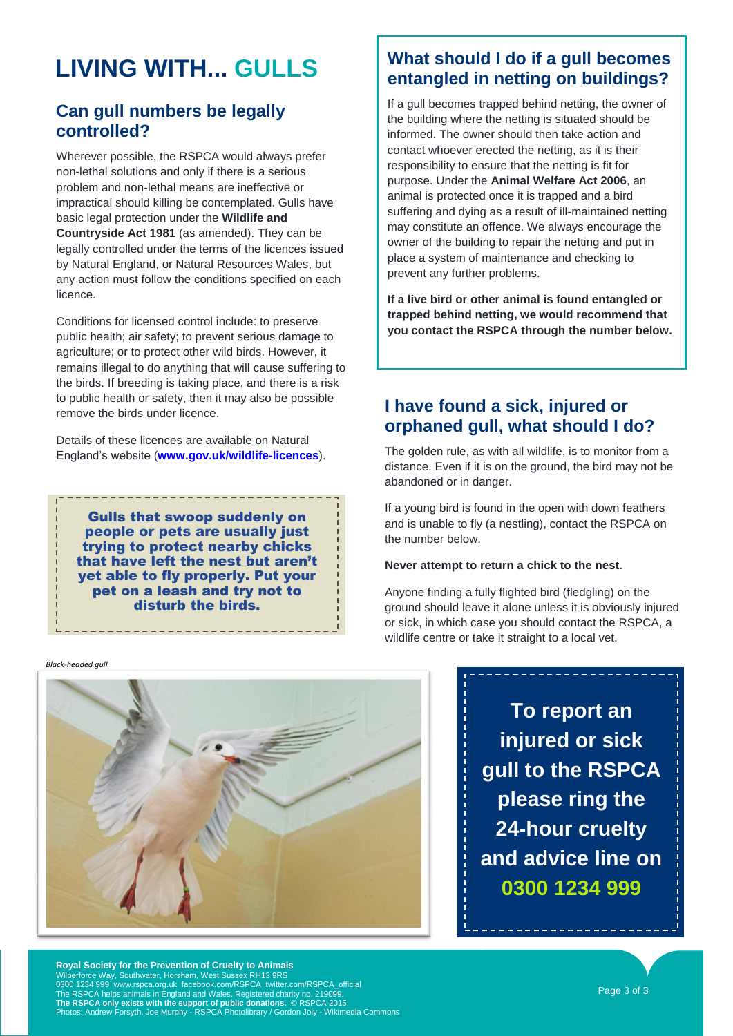# LIVING WITH... GULLS

## Can gull numbers be legally controlled?

Wherever possible, the RSPCA would always prefer non-lethal solutions and only if there is a serious problem and non-lethal means are ineffective or impractical should killing be contemplated. Gulls have basic legal protection under the **Wildlife and Countryside Act 1981** (as amended). They can be legally controlled under the terms of the licences issued by Natural England, or Natural Resources Wales, but any action must follow the conditions specified on each licence.

Conditions for licensed control include: to preserve public health; air safety; to prevent serious damage to agriculture; or to protect other wild birds. However, it remains illegal to do anything that will cause suffering to the birds. If breeding is taking place, and there is a risk to public health or safety, then it may also be possible remove the birds under licence.

Details of these licences are available on Natural England's website (**www.gov.uk/wildlife-licences**).

**Gulls that swoop suddenly on people or pets are usually just trying to protect nearby chicks that have left the nest but aren't yet able to fly properly. Put your pet on a leash and try not to disturb the birds.**

*Black-headed gull*

## What should I do if a gull becomes entangled in netting on buildings?

If a gull becomes trapped behind netting, the owner of the building where the netting is situated should be informed. The owner should then take action and contact whoever erected the netting, as it is their responsibility to ensure that the netting is fit for purpose. Under the **Animal Welfare Act 2006**, an animal is protected once it is trapped and a bird suffering and dying as a result of ill-maintained netting may constitute an offence. We always encourage the owner of the building to repair the netting and put in place a system of maintenance and checking to prevent any further problems.

**If a live bird or other animal is found entangled or trapped behind netting, we would recommend that you contact the RSPCA through the number below.**

## I have found a sick, injured or orphaned gull, what should I do?

The golden rule, as with all wildlife, is to monitor from a distance. Even if it is on the ground, the bird may not be abandoned or in danger.

If a young bird is found in the open with down feathers and is unable to fly (a nestling), contact the RSPCA on the number below.

**Never attempt to return a chick to the nest**.

Anyone finding a fully flighted bird (fledgling) on the ground should leave it alone unless it is obviously injured or sick, in which case you should contact the RSPCA, a wildlife centre or take it straight to a local vet.

**To report an injured or sick gull to the RSPCA please ring the 24-hour cruelty and advice line on 0300 1234 999**

**Royal Society for the Prevention of Cruelty to Animals**
Wilberforce Way, Southwater, Horsham, West Sussex RH13 9RS
0300 1234 999 www.rspca.org.uk facebook.com/RSPCA twitter.com/RSPCA_official
The RSPCA helps animals in England and Wales. Registered charity no. 219099.
**The RSPCA only exists with the support of public donations.** © RSPCA 2015.
Photos: Andrew Forsyth, Joe Murphy - RSPCA Photolibrary / Gordon Joly - Wikimedia Commons